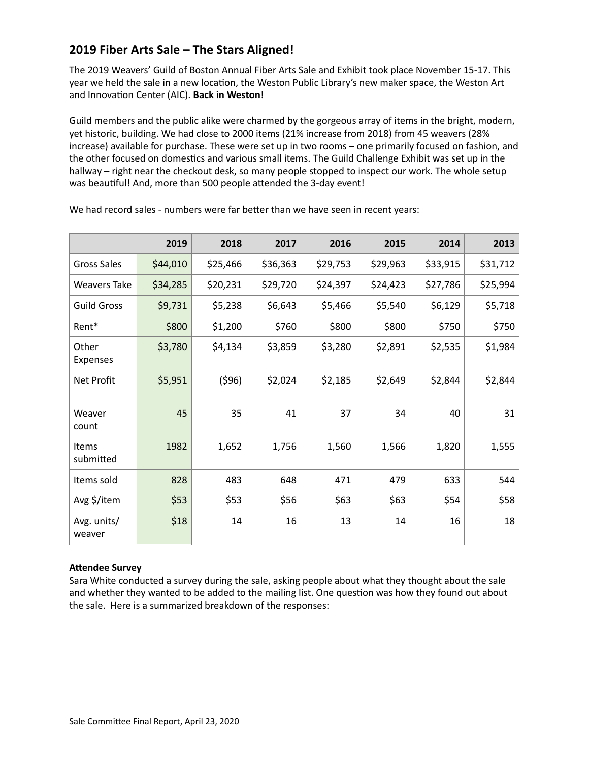## 2019 Fiber Arts Sale – The Stars Aligned!

The 2019 Weavers' Guild of Boston Annual Fiber Arts Sale and Exhibit took place November 15-17. This year we held the sale in a new location, the Weston Public Library's new maker space, the Weston Art and Innovation Center (AIC). **Back in Weston**!

Guild members and the public alike were charmed by the gorgeous array of items in the bright, modern, yet historic, building. We had close to 2000 items (21% increase from 2018) from 45 weavers (28% increase) available for purchase. These were set up in two rooms – one primarily focused on fashion, and the other focused on domestics and various small items. The Guild Challenge Exhibit was set up in the hallway – right near the checkout desk, so many people stopped to inspect our work. The whole setup was beautiful! And, more than 500 people attended the 3-day event!

We had record sales - numbers were far better than we have seen in recent years:

| | 2019 | 2018 | 2017 | 2016 | 2015 | 2014 | 2013 |
|---|---|---|---|---|---|---|---|
| Gross Sales | $44,010 | $25,466 | $36,363 | $29,753 | $29,963 | $33,915 | $31,712 |
| Weavers Take | $34,285 | $20,231 | $29,720 | $24,397 | $24,423 | $27,786 | $25,994 |
| Guild Gross | $9,731 | $5,238 | $6,643 | $5,466 | $5,540 | $6,129 | $5,718 |
| Rent* | $800 | $1,200 | $760 | $800 | $800 | $750 | $750 |
| Other Expenses | $3,780 | $4,134 | $3,859 | $3,280 | $2,891 | $2,535 | $1,984 |
| Net Profit | $5,951 | ($96) | $2,024 | $2,185 | $2,649 | $2,844 | $2,844 |
| Weaver count | 45 | 35 | 41 | 37 | 34 | 40 | 31 |
| Items submitted | 1982 | 1,652 | 1,756 | 1,560 | 1,566 | 1,820 | 1,555 |
| Items sold | 828 | 483 | 648 | 471 | 479 | 633 | 544 |
| Avg $/item | $53 | $53 | $56 | $63 | $63 | $54 | $58 |
| Avg. units/ weaver | $18 | 14 | 16 | 13 | 14 | 16 | 18 |

**Attendee Survey**

Sara White conducted a survey during the sale, asking people about what they thought about the sale and whether they wanted to be added to the mailing list. One question was how they found out about the sale. Here is a summarized breakdown of the responses: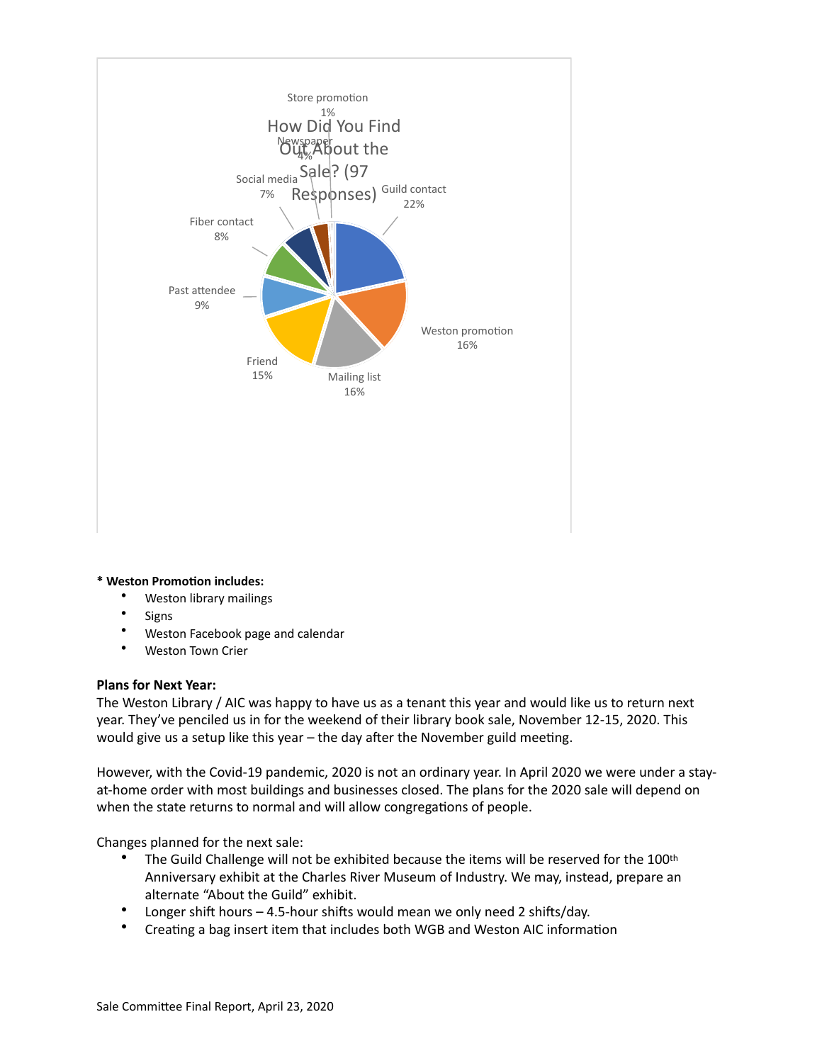**How Did You Find Out About the Sale? (97 Responses)**

| Source | Percentage |
| --- | --- |
| Guild contact | 22% |
| Weston promotion | 16% |
| Mailing list | 16% |
| Friend | 15% |
| Past attendee | 9% |
| Fiber contact | 8% |
| Social media | 7% |
| Newspaper | 4% |
| Store promotion | 1% |

**\* Weston Promotion includes:**

- Weston library mailings
- Signs
- Weston Facebook page and calendar
- Weston Town Crier

**Plans for Next Year:**

The Weston Library / AIC was happy to have us as a tenant this year and would like us to return next year. They've penciled us in for the weekend of their library book sale, November 12-15, 2020. This would give us a setup like this year – the day after the November guild meeting.

However, with the Covid-19 pandemic, 2020 is not an ordinary year. In April 2020 we were under a stay-at-home order with most buildings and businesses closed. The plans for the 2020 sale will depend on when the state returns to normal and will allow congregations of people.

Changes planned for the next sale:

- The Guild Challenge will not be exhibited because the items will be reserved for the 100th Anniversary exhibit at the Charles River Museum of Industry. We may, instead, prepare an alternate "About the Guild" exhibit.
- Longer shift hours – 4.5-hour shifts would mean we only need 2 shifts/day.
- Creating a bag insert item that includes both WGB and Weston AIC information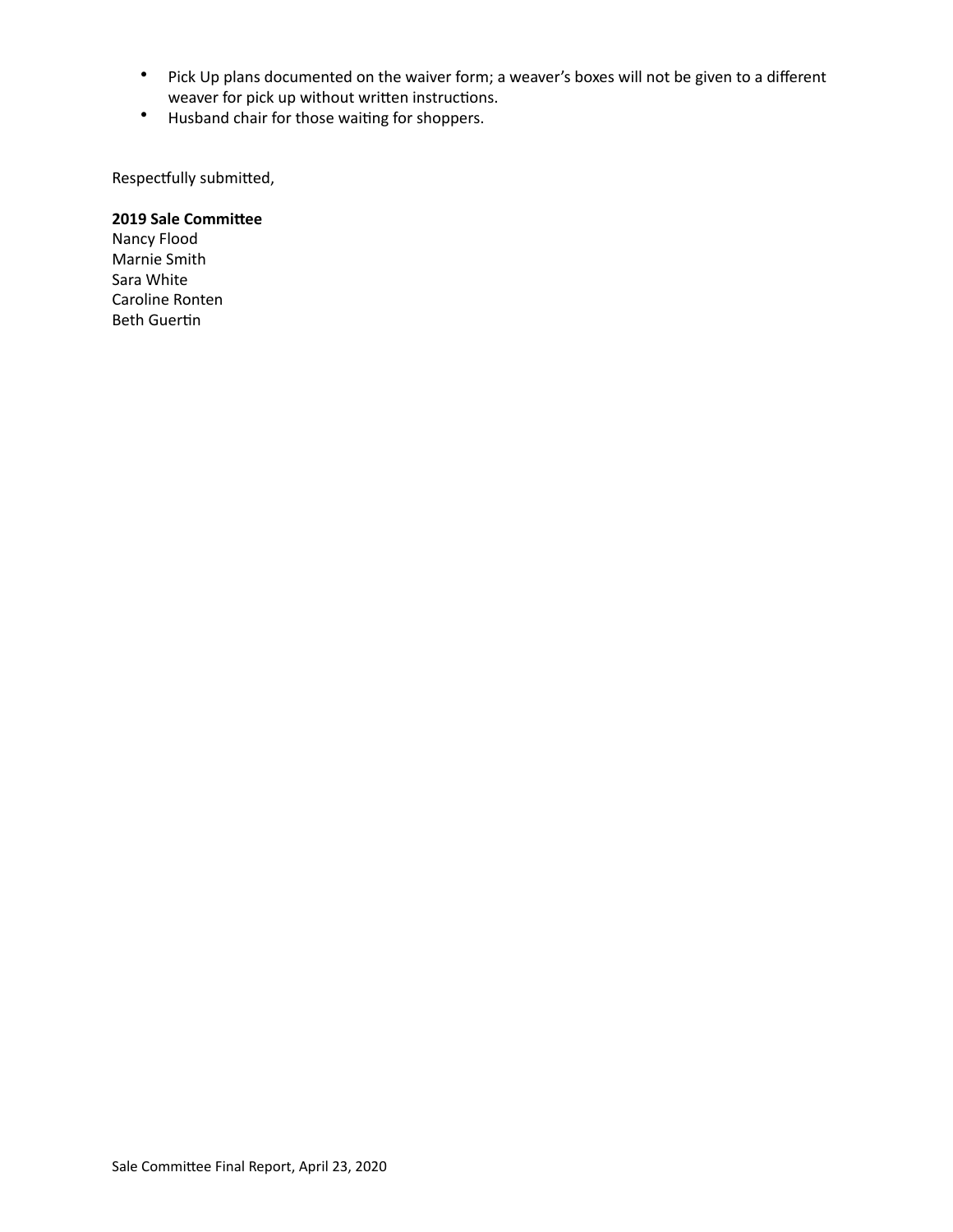- Pick Up plans documented on the waiver form; a weaver's boxes will not be given to a different weaver for pick up without written instructions.
- Husband chair for those waiting for shoppers.

Respectfully submitted,

**2019 Sale Committee**
Nancy Flood
Marnie Smith
Sara White
Caroline Ronten
Beth Guertin